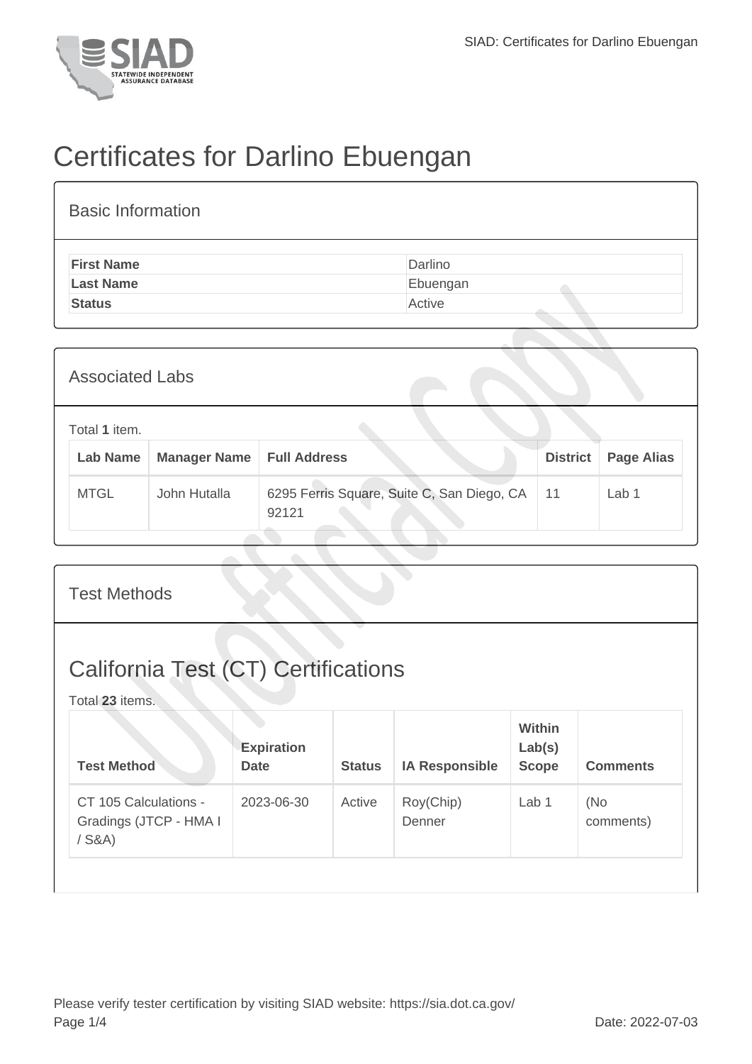# Certificates for Darlino Ebuengan

## Basic Information

| | |
|---|---|
| **First Name** | Darlino |
| **Last Name** | Ebuengan |
| **Status** | Active |

## Associated Labs

Total **1** item.

| Lab Name | Manager Name | Full Address | District | Page Alias |
|---|---|---|---|---|
| MTGL | John Hutalla | 6295 Ferris Square, Suite C, San Diego, CA 92121 | 11 | Lab 1 |

## Test Methods

## California Test (CT) Certifications

Total **23** items.

| Test Method | Expiration Date | Status | IA Responsible | Within Lab(s) Scope | Comments |
|---|---|---|---|---|---|
| CT 105 Calculations - Gradings (JTCP - HMA I / S&A) | 2023-06-30 | Active | Roy(Chip) Denner | Lab 1 | (No comments) |

Please verify tester certification by visiting SIAD website: https://sia.dot.ca.gov/

Date: 2022-07-03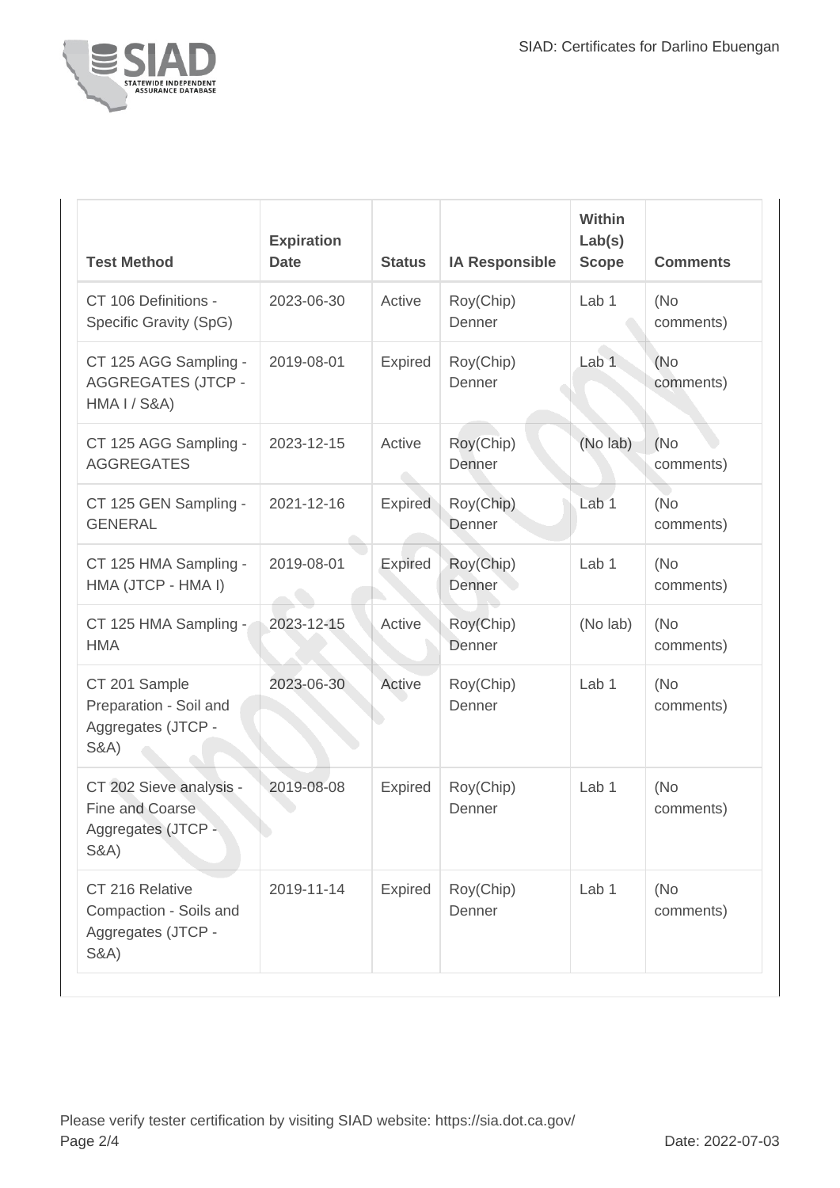| Test Method | Expiration Date | Status | IA Responsible | Within Lab(s) Scope | Comments |
|---|---|---|---|---|---|
| CT 106 Definitions - Specific Gravity (SpG) | 2023-06-30 | Active | Roy(Chip) Denner | Lab 1 | (No comments) |
| CT 125 AGG Sampling - AGGREGATES (JTCP - HMA I / S&A) | 2019-08-01 | Expired | Roy(Chip) Denner | Lab 1 | (No comments) |
| CT 125 AGG Sampling - AGGREGATES | 2023-12-15 | Active | Roy(Chip) Denner | (No lab) | (No comments) |
| CT 125 GEN Sampling - GENERAL | 2021-12-16 | Expired | Roy(Chip) Denner | Lab 1 | (No comments) |
| CT 125 HMA Sampling - HMA (JTCP - HMA I) | 2019-08-01 | Expired | Roy(Chip) Denner | Lab 1 | (No comments) |
| CT 125 HMA Sampling - HMA | 2023-12-15 | Active | Roy(Chip) Denner | (No lab) | (No comments) |
| CT 201 Sample Preparation - Soil and Aggregates (JTCP - S&A) | 2023-06-30 | Active | Roy(Chip) Denner | Lab 1 | (No comments) |
| CT 202 Sieve analysis - Fine and Coarse Aggregates (JTCP - S&A) | 2019-08-08 | Expired | Roy(Chip) Denner | Lab 1 | (No comments) |
| CT 216 Relative Compaction - Soils and Aggregates (JTCP - S&A) | 2019-11-14 | Expired | Roy(Chip) Denner | Lab 1 | (No comments) |

Please verify tester certification by visiting SIAD website: https://sia.dot.ca.gov/

Date: 2022-07-03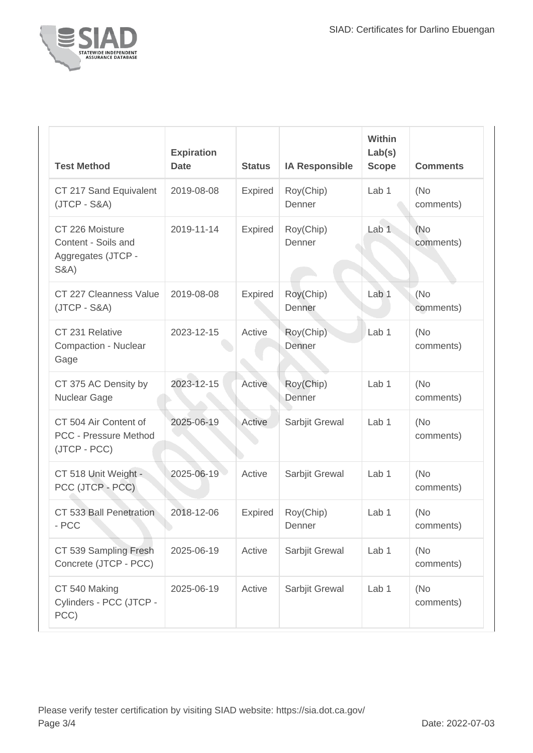| Test Method | Expiration Date | Status | IA Responsible | Within Lab(s) Scope | Comments |
| --- | --- | --- | --- | --- | --- |
| CT 217 Sand Equivalent (JTCP - S&A) | 2019-08-08 | Expired | Roy(Chip) Denner | Lab 1 | (No comments) |
| CT 226 Moisture Content - Soils and Aggregates (JTCP - S&A) | 2019-11-14 | Expired | Roy(Chip) Denner | Lab 1 | (No comments) |
| CT 227 Cleanness Value (JTCP - S&A) | 2019-08-08 | Expired | Roy(Chip) Denner | Lab 1 | (No comments) |
| CT 231 Relative Compaction - Nuclear Gage | 2023-12-15 | Active | Roy(Chip) Denner | Lab 1 | (No comments) |
| CT 375 AC Density by Nuclear Gage | 2023-12-15 | Active | Roy(Chip) Denner | Lab 1 | (No comments) |
| CT 504 Air Content of PCC - Pressure Method (JTCP - PCC) | 2025-06-19 | Active | Sarbjit Grewal | Lab 1 | (No comments) |
| CT 518 Unit Weight - PCC (JTCP - PCC) | 2025-06-19 | Active | Sarbjit Grewal | Lab 1 | (No comments) |
| CT 533 Ball Penetration - PCC | 2018-12-06 | Expired | Roy(Chip) Denner | Lab 1 | (No comments) |
| CT 539 Sampling Fresh Concrete (JTCP - PCC) | 2025-06-19 | Active | Sarbjit Grewal | Lab 1 | (No comments) |
| CT 540 Making Cylinders - PCC (JTCP - PCC) | 2025-06-19 | Active | Sarbjit Grewal | Lab 1 | (No comments) |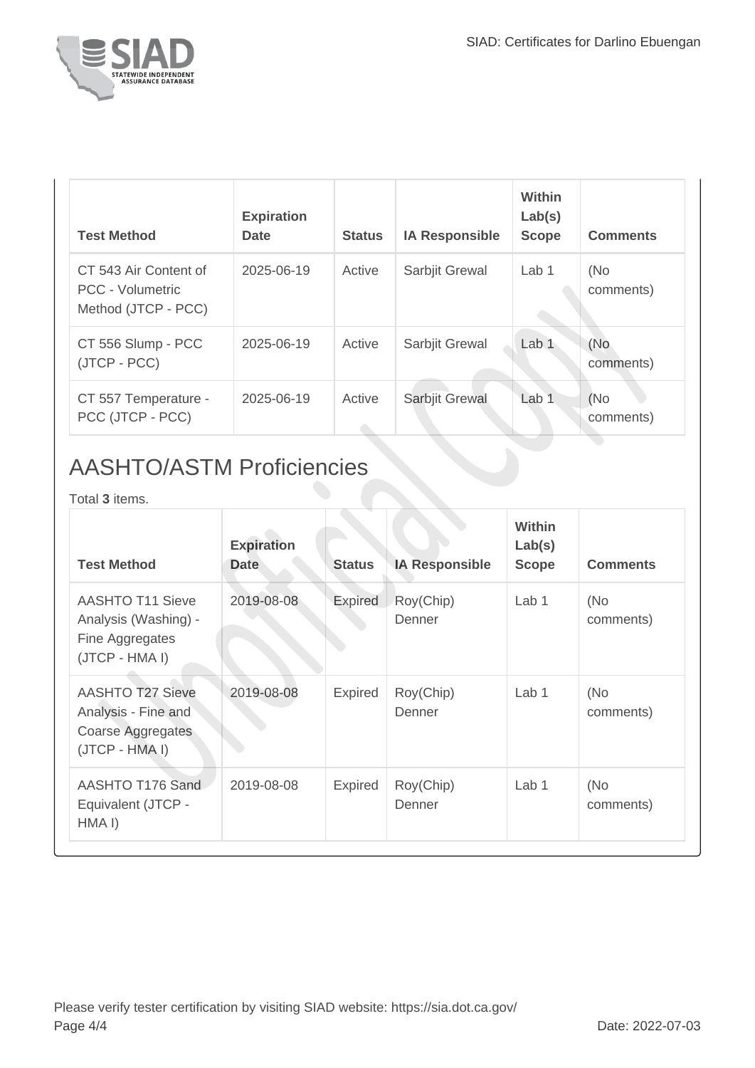| Test Method | Expiration Date | Status | IA Responsible | Within Lab(s) Scope | Comments |
| --- | --- | --- | --- | --- | --- |
| CT 543 Air Content of PCC - Volumetric Method (JTCP - PCC) | 2025-06-19 | Active | Sarbjit Grewal | Lab 1 | (No comments) |
| CT 556 Slump - PCC (JTCP - PCC) | 2025-06-19 | Active | Sarbjit Grewal | Lab 1 | (No comments) |
| CT 557 Temperature - PCC (JTCP - PCC) | 2025-06-19 | Active | Sarbjit Grewal | Lab 1 | (No comments) |

## AASHTO/ASTM Proficiencies

Total **3** items.

| Test Method | Expiration Date | Status | IA Responsible | Within Lab(s) Scope | Comments |
| --- | --- | --- | --- | --- | --- |
| AASHTO T11 Sieve Analysis (Washing) - Fine Aggregates (JTCP - HMA I) | 2019-08-08 | Expired | Roy(Chip) Denner | Lab 1 | (No comments) |
| AASHTO T27 Sieve Analysis - Fine and Coarse Aggregates (JTCP - HMA I) | 2019-08-08 | Expired | Roy(Chip) Denner | Lab 1 | (No comments) |
| AASHTO T176 Sand Equivalent (JTCP - HMA I) | 2019-08-08 | Expired | Roy(Chip) Denner | Lab 1 | (No comments) |

Please verify tester certification by visiting SIAD website: https://sia.dot.ca.gov/

Date: 2022-07-03